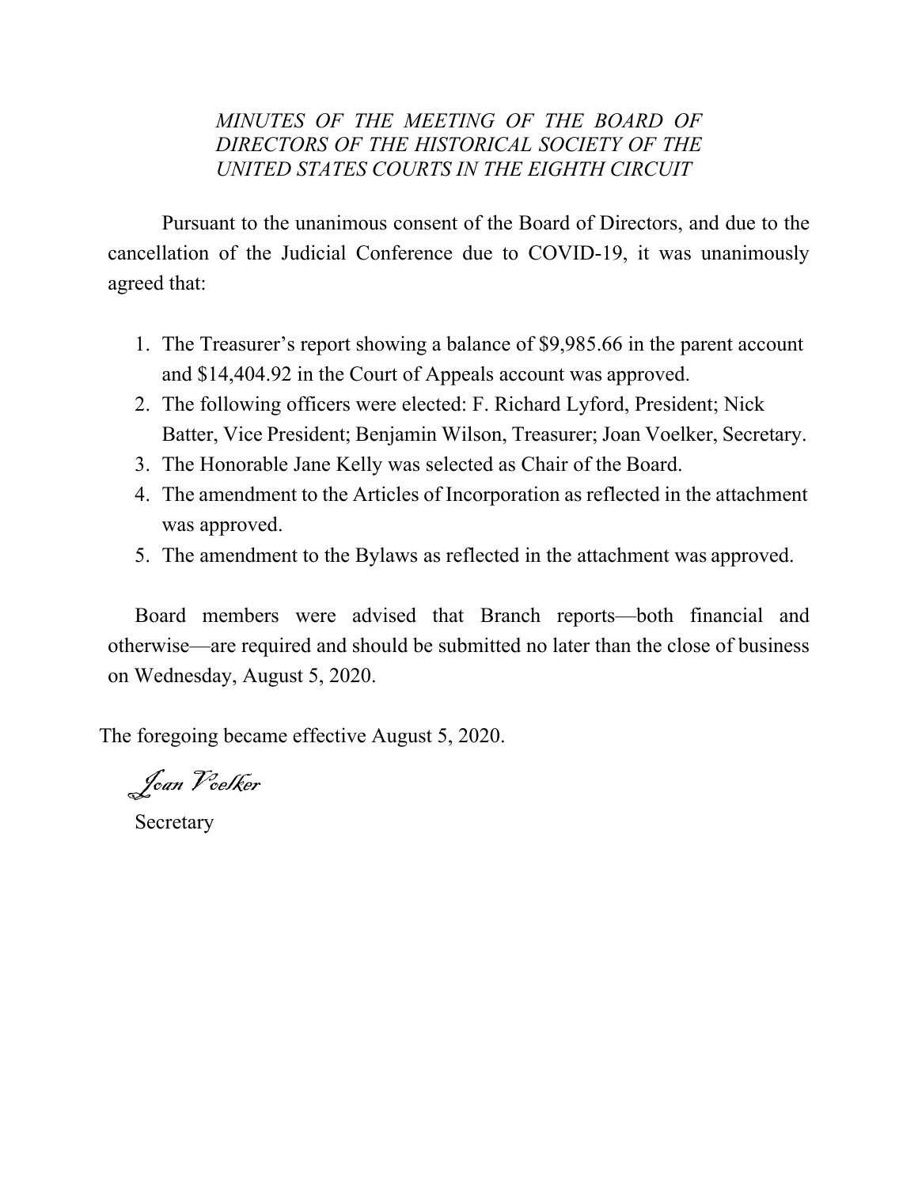*MINUTES OF THE MEETING OF THE BOARD OF DIRECTORS OF THE HISTORICAL SOCIETY OF THE UNITED STATES COURTS IN THE EIGHTH CIRCUIT*

Pursuant to the unanimous consent of the Board of Directors, and due to the cancellation of the Judicial Conference due to COVID-19, it was unanimously agreed that:

1. The Treasurer's report showing a balance of $9,985.66 in the parent account and $14,404.92 in the Court of Appeals account was approved.
2. The following officers were elected: F. Richard Lyford, President; Nick Batter, Vice President; Benjamin Wilson, Treasurer; Joan Voelker, Secretary.
3. The Honorable Jane Kelly was selected as Chair of the Board.
4. The amendment to the Articles of Incorporation as reflected in the attachment was approved.
5. The amendment to the Bylaws as reflected in the attachment was approved.

Board members were advised that Branch reports—both financial and otherwise—are required and should be submitted no later than the close of business on Wednesday, August 5, 2020.

The foregoing became effective August 5, 2020.

*Joan Voelker*

Secretary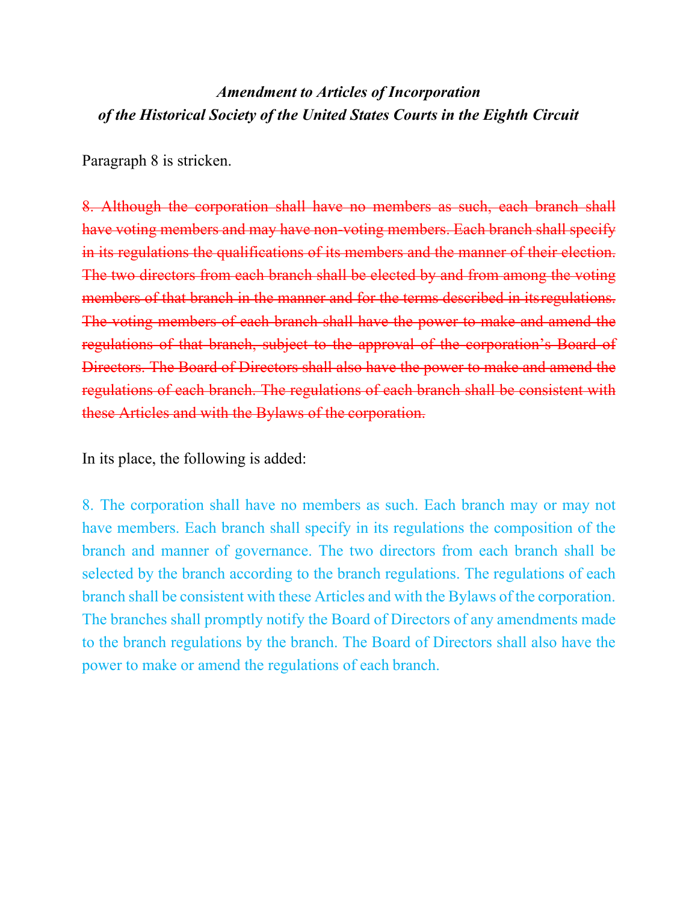***Amendment to Articles of Incorporation***
***of the Historical Society of the United States Courts in the Eighth Circuit***

Paragraph 8 is stricken.

~~8. Although the corporation shall have no members as such, each branch shall have voting members and may have non-voting members. Each branch shall specify in its regulations the qualifications of its members and the manner of their election. The two directors from each branch shall be elected by and from among the voting members of that branch in the manner and for the terms described in its regulations. The voting members of each branch shall have the power to make and amend the regulations of that branch, subject to the approval of the corporation's Board of Directors. The Board of Directors shall also have the power to make and amend the regulations of each branch. The regulations of each branch shall be consistent with these Articles and with the Bylaws of the corporation.~~

In its place, the following is added:

8. The corporation shall have no members as such. Each branch may or may not have members. Each branch shall specify in its regulations the composition of the branch and manner of governance. The two directors from each branch shall be selected by the branch according to the branch regulations. The regulations of each branch shall be consistent with these Articles and with the Bylaws of the corporation. The branches shall promptly notify the Board of Directors of any amendments made to the branch regulations by the branch. The Board of Directors shall also have the power to make or amend the regulations of each branch.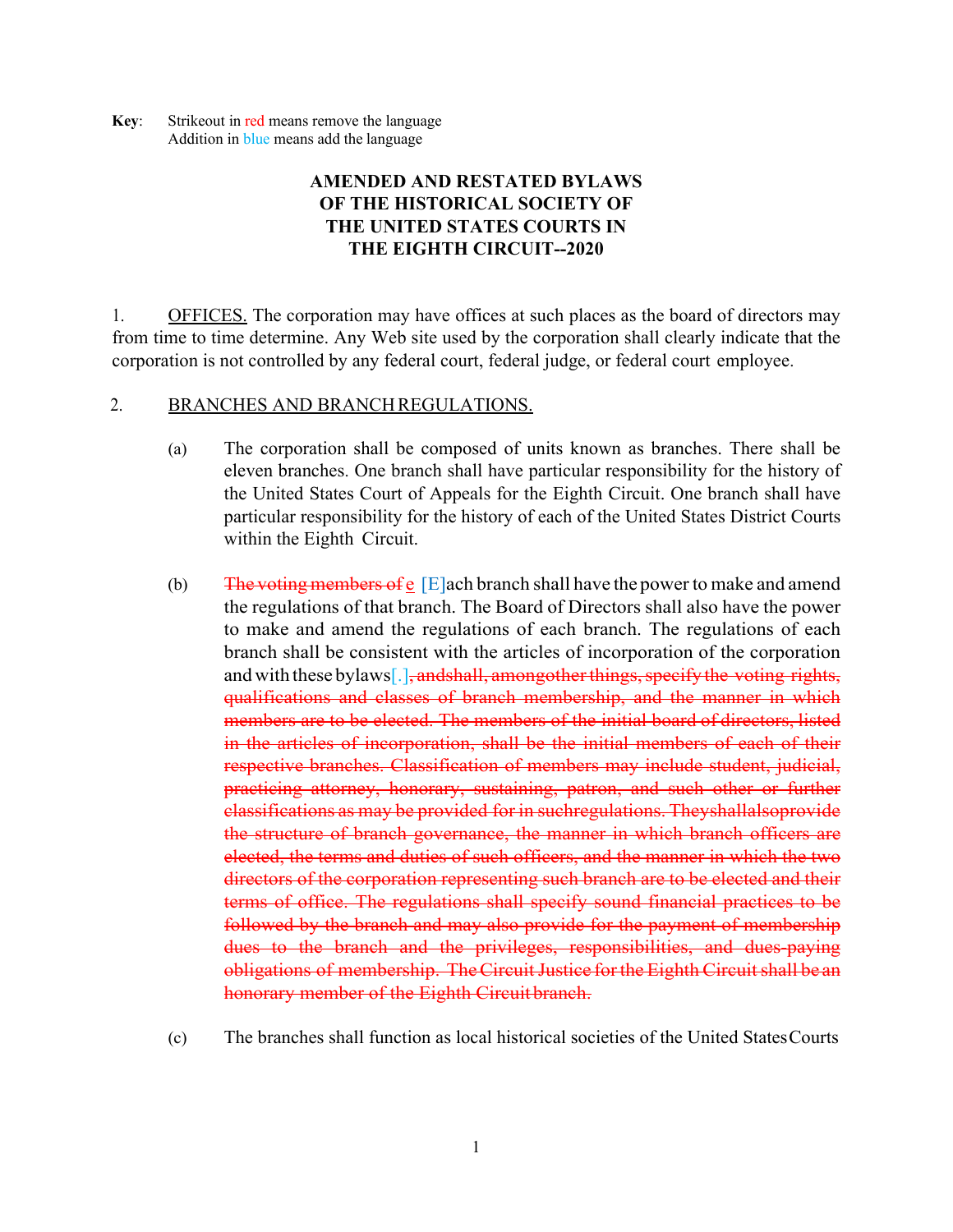**Key**: Strikeout in red means remove the language
Addition in blue means add the language

# AMENDED AND RESTATED BYLAWS OF THE HISTORICAL SOCIETY OF THE UNITED STATES COURTS IN THE EIGHTH CIRCUIT--2020

1. OFFICES. The corporation may have offices at such places as the board of directors may from time to time determine. Any Web site used by the corporation shall clearly indicate that the corporation is not controlled by any federal court, federal judge, or federal court employee.

2. BRANCHES AND BRANCH REGULATIONS.

   (a) The corporation shall be composed of units known as branches. There shall be eleven branches. One branch shall have particular responsibility for the history of the United States Court of Appeals for the Eighth Circuit. One branch shall have particular responsibility for the history of each of the United States District Courts within the Eighth Circuit.

   (b) ~~The voting members of e~~ [E]ach branch shall have the power to make and amend the regulations of that branch. The Board of Directors shall also have the power to make and amend the regulations of each branch. The regulations of each branch shall be consistent with the articles of incorporation of the corporation and with these bylaws[.]~~, andshall, amongother things, specify the voting rights, qualifications and classes of branch membership, and the manner in which members are to be elected. The members of the initial board of directors, listed in the articles of incorporation, shall be the initial members of each of their respective branches. Classification of members may include student, judicial, practicing attorney, honorary, sustaining, patron, and such other or further classifications as may be provided for in suchregulations. Theyshallalsoprovide the structure of branch governance, the manner in which branch officers are elected, the terms and duties of such officers, and the manner in which the two directors of the corporation representing such branch are to be elected and their terms of office. The regulations shall specify sound financial practices to be followed by the branch and may also provide for the payment of membership dues to the branch and the privileges, responsibilities, and dues-paying obligations of membership. The Circuit Justice for the Eighth Circuit shall be an honorary member of the Eighth Circuit branch.~~

   (c) The branches shall function as local historical societies of the United States Courts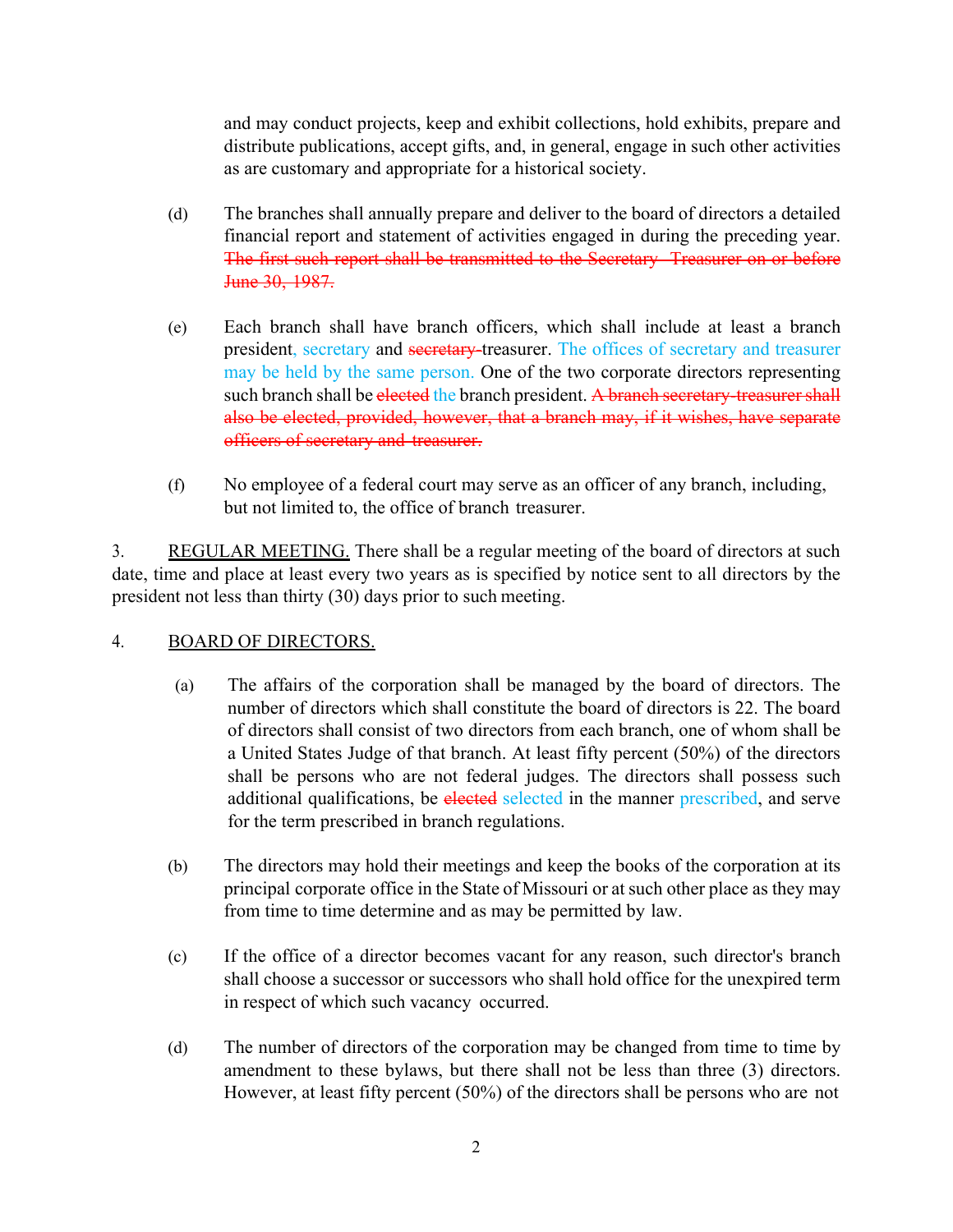and may conduct projects, keep and exhibit collections, hold exhibits, prepare and distribute publications, accept gifts, and, in general, engage in such other activities as are customary and appropriate for a historical society.

(d) The branches shall annually prepare and deliver to the board of directors a detailed financial report and statement of activities engaged in during the preceding year. ~~The first such report shall be transmitted to the Secretary- Treasurer on or before June 30, 1987.~~

(e) Each branch shall have branch officers, which shall include at least a branch president, secretary and ~~secretary-~~treasurer. The offices of secretary and treasurer may be held by the same person. One of the two corporate directors representing such branch shall be ~~elected~~ the branch president. ~~A branch secretary-treasurer shall also be elected, provided, however, that a branch may, if it wishes, have separate officers of secretary and treasurer.~~

(f) No employee of a federal court may serve as an officer of any branch, including, but not limited to, the office of branch treasurer.

3. <u>REGULAR MEETING.</u> There shall be a regular meeting of the board of directors at such date, time and place at least every two years as is specified by notice sent to all directors by the president not less than thirty (30) days prior to such meeting.

4. <u>BOARD OF DIRECTORS.</u>

(a) The affairs of the corporation shall be managed by the board of directors. The number of directors which shall constitute the board of directors is 22. The board of directors shall consist of two directors from each branch, one of whom shall be a United States Judge of that branch. At least fifty percent (50%) of the directors shall be persons who are not federal judges. The directors shall possess such additional qualifications, be ~~elected~~ selected in the manner prescribed, and serve for the term prescribed in branch regulations.

(b) The directors may hold their meetings and keep the books of the corporation at its principal corporate office in the State of Missouri or at such other place as they may from time to time determine and as may be permitted by law.

(c) If the office of a director becomes vacant for any reason, such director's branch shall choose a successor or successors who shall hold office for the unexpired term in respect of which such vacancy occurred.

(d) The number of directors of the corporation may be changed from time to time by amendment to these bylaws, but there shall not be less than three (3) directors. However, at least fifty percent (50%) of the directors shall be persons who are not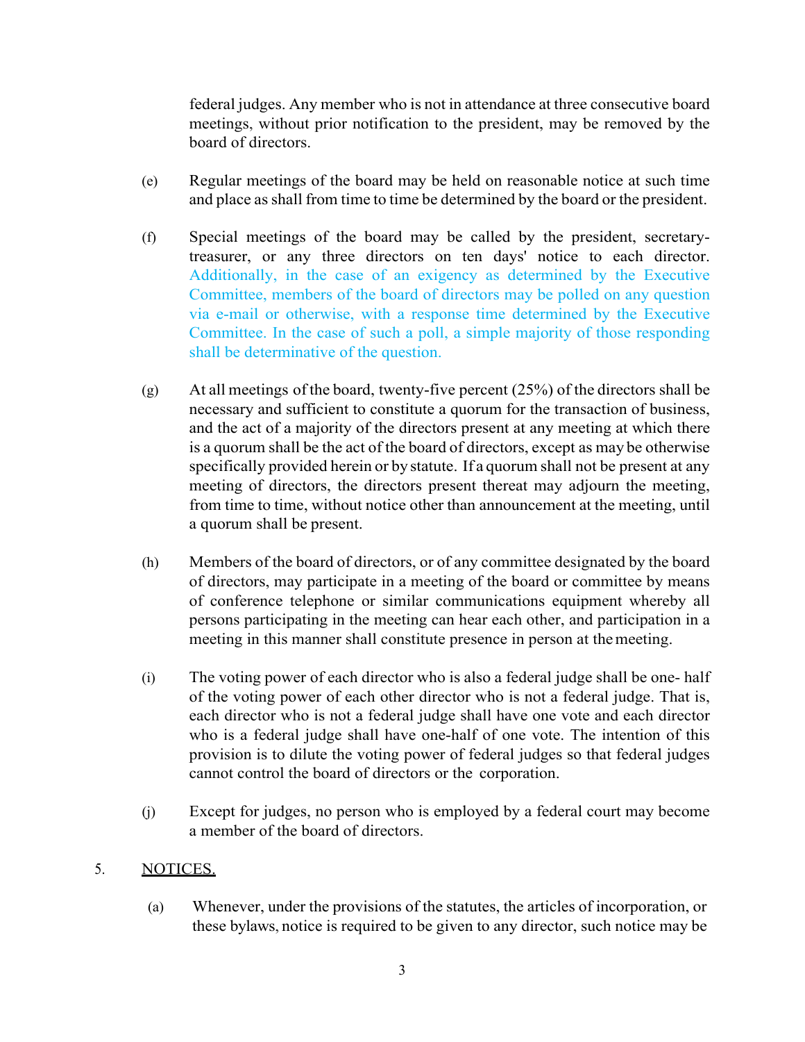federal judges. Any member who is not in attendance at three consecutive board meetings, without prior notification to the president, may be removed by the board of directors.

(e) Regular meetings of the board may be held on reasonable notice at such time and place as shall from time to time be determined by the board or the president.

(f) Special meetings of the board may be called by the president, secretary-treasurer, or any three directors on ten days' notice to each director. Additionally, in the case of an exigency as determined by the Executive Committee, members of the board of directors may be polled on any question via e-mail or otherwise, with a response time determined by the Executive Committee. In the case of such a poll, a simple majority of those responding shall be determinative of the question.

(g) At all meetings of the board, twenty-five percent (25%) of the directors shall be necessary and sufficient to constitute a quorum for the transaction of business, and the act of a majority of the directors present at any meeting at which there is a quorum shall be the act of the board of directors, except as may be otherwise specifically provided herein or by statute. If a quorum shall not be present at any meeting of directors, the directors present thereat may adjourn the meeting, from time to time, without notice other than announcement at the meeting, until a quorum shall be present.

(h) Members of the board of directors, or of any committee designated by the board of directors, may participate in a meeting of the board or committee by means of conference telephone or similar communications equipment whereby all persons participating in the meeting can hear each other, and participation in a meeting in this manner shall constitute presence in person at the meeting.

(i) The voting power of each director who is also a federal judge shall be one- half of the voting power of each other director who is not a federal judge. That is, each director who is not a federal judge shall have one vote and each director who is a federal judge shall have one-half of one vote. The intention of this provision is to dilute the voting power of federal judges so that federal judges cannot control the board of directors or the corporation.

(j) Except for judges, no person who is employed by a federal court may become a member of the board of directors.

5. NOTICES.

(a) Whenever, under the provisions of the statutes, the articles of incorporation, or these bylaws, notice is required to be given to any director, such notice may be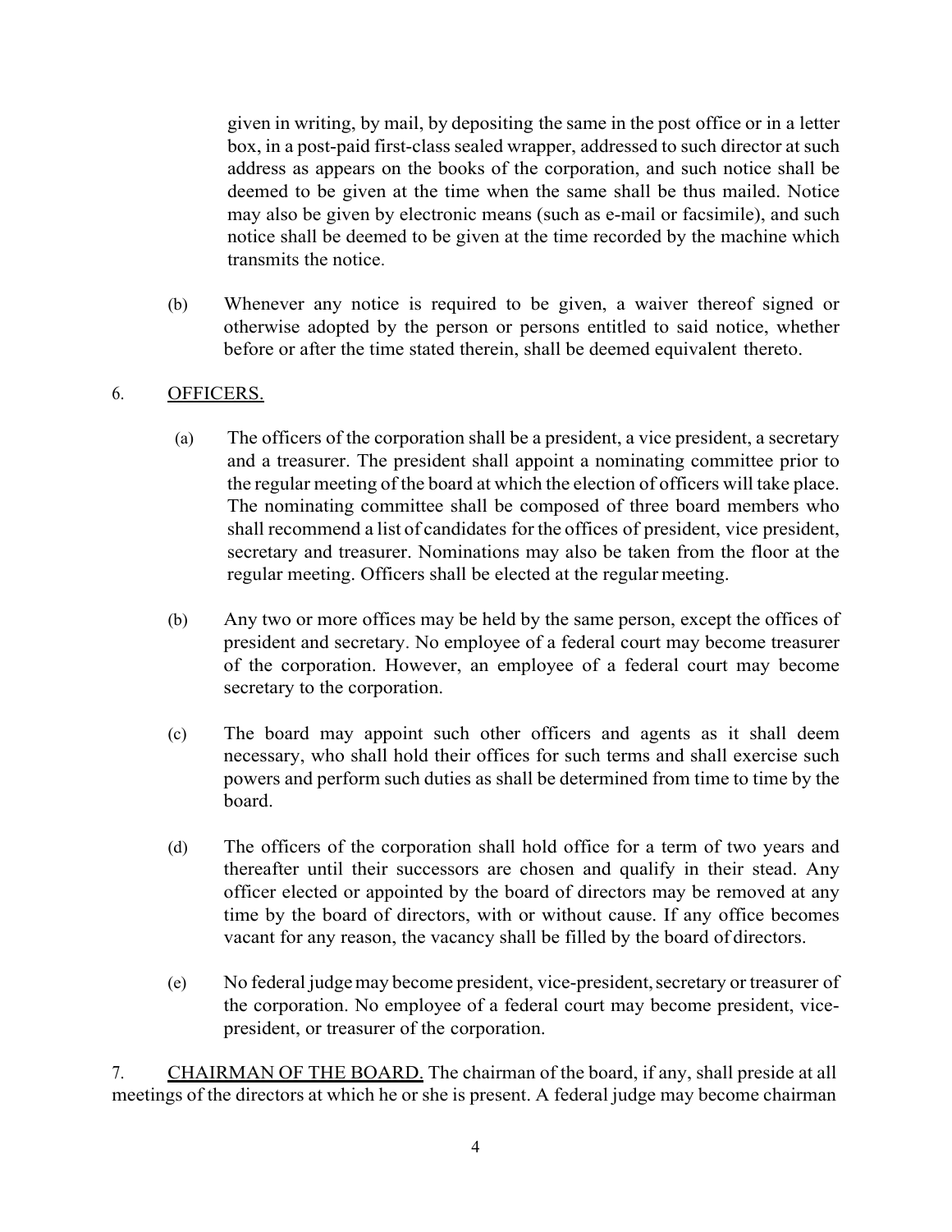given in writing, by mail, by depositing the same in the post office or in a letter box, in a post-paid first-class sealed wrapper, addressed to such director at such address as appears on the books of the corporation, and such notice shall be deemed to be given at the time when the same shall be thus mailed. Notice may also be given by electronic means (such as e-mail or facsimile), and such notice shall be deemed to be given at the time recorded by the machine which transmits the notice.

(b) Whenever any notice is required to be given, a waiver thereof signed or otherwise adopted by the person or persons entitled to said notice, whether before or after the time stated therein, shall be deemed equivalent thereto.

6. <u>OFFICERS.</u>

(a) The officers of the corporation shall be a president, a vice president, a secretary and a treasurer. The president shall appoint a nominating committee prior to the regular meeting of the board at which the election of officers will take place. The nominating committee shall be composed of three board members who shall recommend a list of candidates for the offices of president, vice president, secretary and treasurer. Nominations may also be taken from the floor at the regular meeting. Officers shall be elected at the regular meeting.

(b) Any two or more offices may be held by the same person, except the offices of president and secretary. No employee of a federal court may become treasurer of the corporation. However, an employee of a federal court may become secretary to the corporation.

(c) The board may appoint such other officers and agents as it shall deem necessary, who shall hold their offices for such terms and shall exercise such powers and perform such duties as shall be determined from time to time by the board.

(d) The officers of the corporation shall hold office for a term of two years and thereafter until their successors are chosen and qualify in their stead. Any officer elected or appointed by the board of directors may be removed at any time by the board of directors, with or without cause. If any office becomes vacant for any reason, the vacancy shall be filled by the board of directors.

(e) No federal judge may become president, vice-president, secretary or treasurer of the corporation. No employee of a federal court may become president, vice-president, or treasurer of the corporation.

7. <u>CHAIRMAN OF THE BOARD.</u> The chairman of the board, if any, shall preside at all meetings of the directors at which he or she is present. A federal judge may become chairman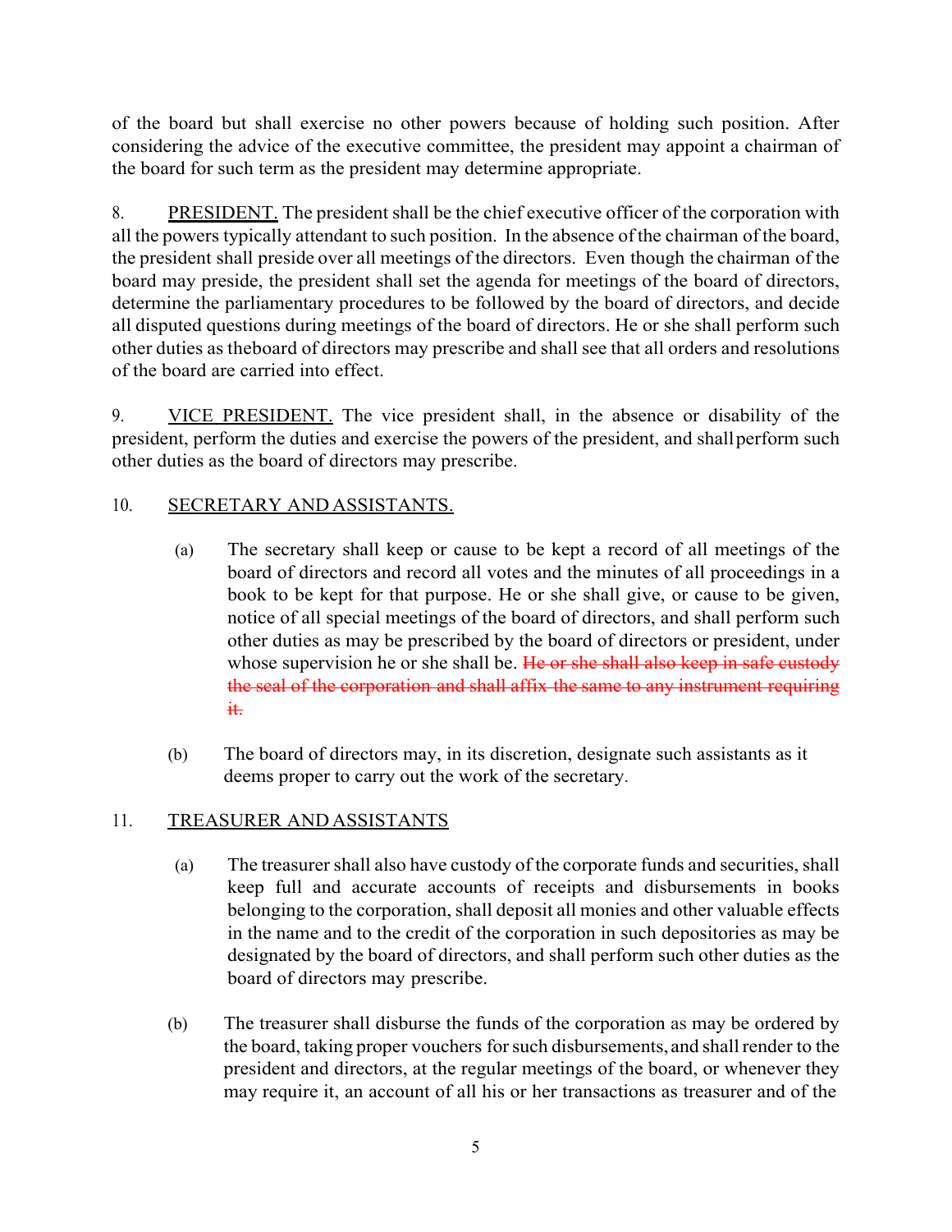of the board but shall exercise no other powers because of holding such position. After considering the advice of the executive committee, the president may appoint a chairman of the board for such term as the president may determine appropriate.

8. <u>PRESIDENT.</u> The president shall be the chief executive officer of the corporation with all the powers typically attendant to such position. In the absence of the chairman of the board, the president shall preside over all meetings of the directors. Even though the chairman of the board may preside, the president shall set the agenda for meetings of the board of directors, determine the parliamentary procedures to be followed by the board of directors, and decide all disputed questions during meetings of the board of directors. He or she shall perform such other duties as theboard of directors may prescribe and shall see that all orders and resolutions of the board are carried into effect.

9. <u>VICE PRESIDENT.</u> The vice president shall, in the absence or disability of the president, perform the duties and exercise the powers of the president, and shallperform such other duties as the board of directors may prescribe.

10. <u>SECRETARY AND ASSISTANTS.</u>

(a) The secretary shall keep or cause to be kept a record of all meetings of the board of directors and record all votes and the minutes of all proceedings in a book to be kept for that purpose. He or she shall give, or cause to be given, notice of all special meetings of the board of directors, and shall perform such other duties as may be prescribed by the board of directors or president, under whose supervision he or she shall be. ~~He or she shall also keep in safe custody the seal of the corporation and shall affix the same to any instrument requiring it.~~

(b) The board of directors may, in its discretion, designate such assistants as it deems proper to carry out the work of the secretary.

11. <u>TREASURER AND ASSISTANTS</u>

(a) The treasurer shall also have custody of the corporate funds and securities, shall keep full and accurate accounts of receipts and disbursements in books belonging to the corporation, shall deposit all monies and other valuable effects in the name and to the credit of the corporation in such depositories as may be designated by the board of directors, and shall perform such other duties as the board of directors may prescribe.

(b) The treasurer shall disburse the funds of the corporation as may be ordered by the board, taking proper vouchers for such disbursements, and shall render to the president and directors, at the regular meetings of the board, or whenever they may require it, an account of all his or her transactions as treasurer and of the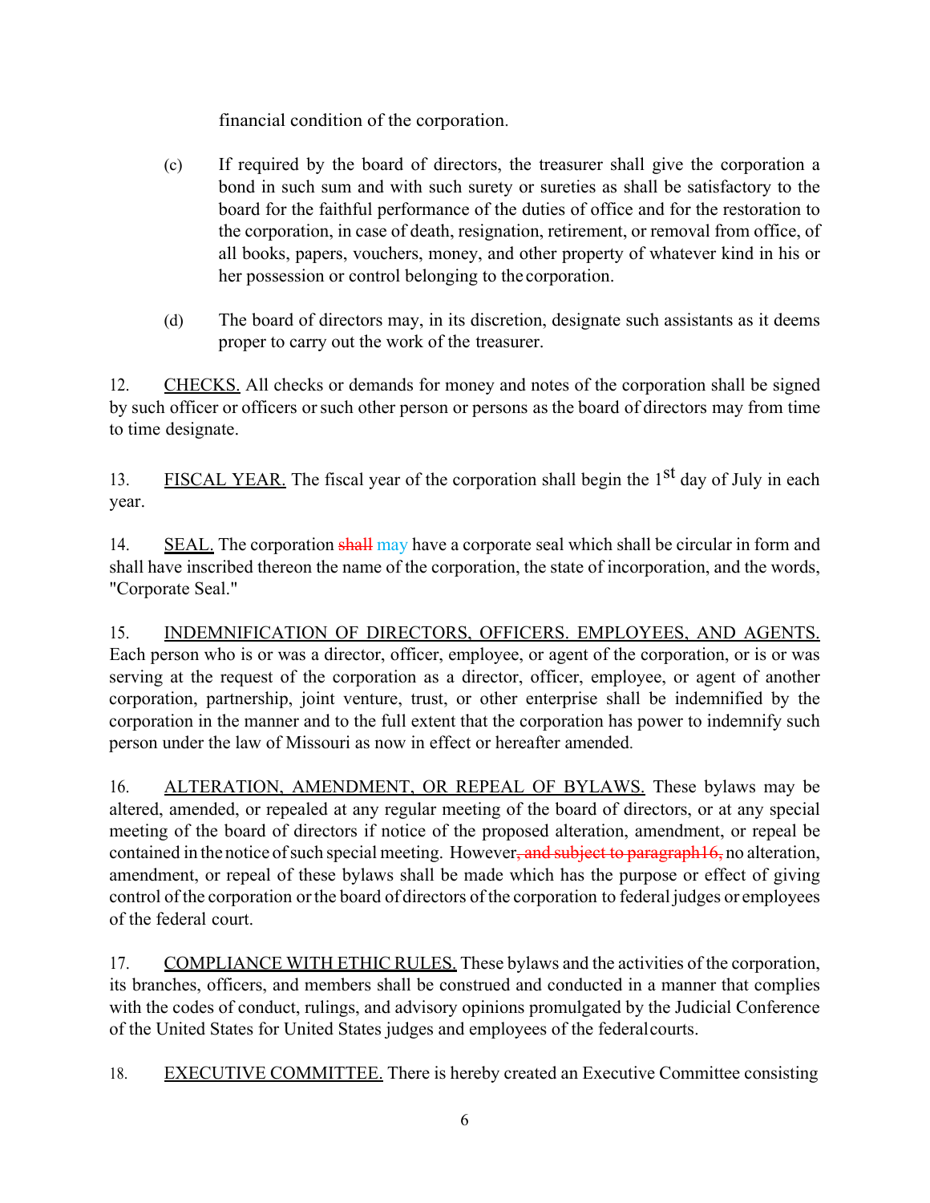financial condition of the corporation.

(c) If required by the board of directors, the treasurer shall give the corporation a bond in such sum and with such surety or sureties as shall be satisfactory to the board for the faithful performance of the duties of office and for the restoration to the corporation, in case of death, resignation, retirement, or removal from office, of all books, papers, vouchers, money, and other property of whatever kind in his or her possession or control belonging to the corporation.

(d) The board of directors may, in its discretion, designate such assistants as it deems proper to carry out the work of the treasurer.

12. <u>CHECKS.</u> All checks or demands for money and notes of the corporation shall be signed by such officer or officers or such other person or persons as the board of directors may from time to time designate.

13. <u>FISCAL YEAR.</u> The fiscal year of the corporation shall begin the 1st day of July in each year.

14. <u>SEAL.</u> The corporation ~~shall~~ may have a corporate seal which shall be circular in form and shall have inscribed thereon the name of the corporation, the state of incorporation, and the words, "Corporate Seal."

15. <u>INDEMNIFICATION OF DIRECTORS, OFFICERS. EMPLOYEES, AND AGENTS.</u> Each person who is or was a director, officer, employee, or agent of the corporation, or is or was serving at the request of the corporation as a director, officer, employee, or agent of another corporation, partnership, joint venture, trust, or other enterprise shall be indemnified by the corporation in the manner and to the full extent that the corporation has power to indemnify such person under the law of Missouri as now in effect or hereafter amended.

16. <u>ALTERATION, AMENDMENT, OR REPEAL OF BYLAWS.</u> These bylaws may be altered, amended, or repealed at any regular meeting of the board of directors, or at any special meeting of the board of directors if notice of the proposed alteration, amendment, or repeal be contained in the notice of such special meeting. However~~, and subject to paragraph16,~~ no alteration, amendment, or repeal of these bylaws shall be made which has the purpose or effect of giving control of the corporation or the board of directors of the corporation to federal judges or employees of the federal court.

17. <u>COMPLIANCE WITH ETHIC RULES.</u> These bylaws and the activities of the corporation, its branches, officers, and members shall be construed and conducted in a manner that complies with the codes of conduct, rulings, and advisory opinions promulgated by the Judicial Conference of the United States for United States judges and employees of the federal courts.

18. <u>EXECUTIVE COMMITTEE.</u> There is hereby created an Executive Committee consisting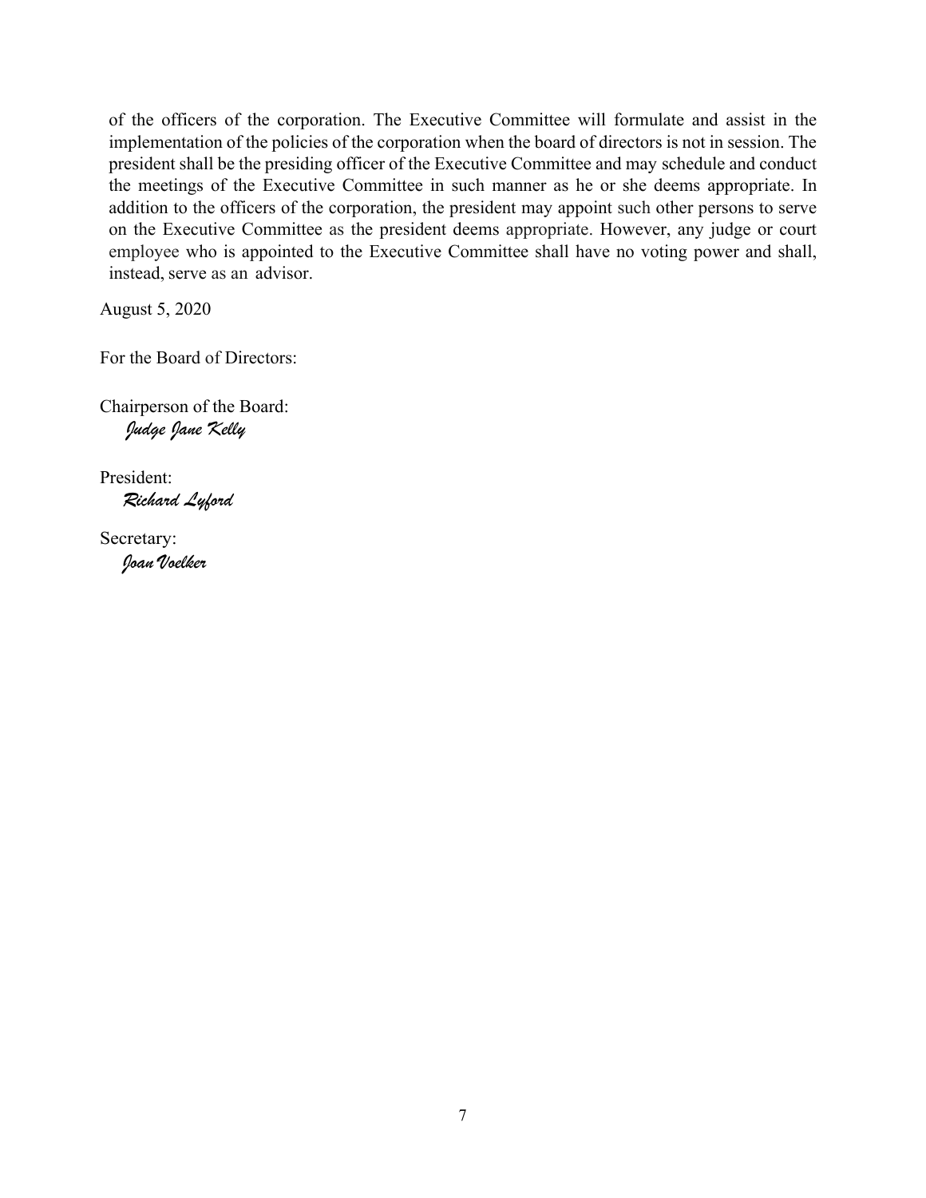of the officers of the corporation. The Executive Committee will formulate and assist in the implementation of the policies of the corporation when the board of directors is not in session. The president shall be the presiding officer of the Executive Committee and may schedule and conduct the meetings of the Executive Committee in such manner as he or she deems appropriate. In addition to the officers of the corporation, the president may appoint such other persons to serve on the Executive Committee as the president deems appropriate. However, any judge or court employee who is appointed to the Executive Committee shall have no voting power and shall, instead, serve as an advisor.

August 5, 2020

For the Board of Directors:

Chairperson of the Board:
*Judge Jane Kelly*

President:
*Richard Lyford*

Secretary:
*Joan Voelker*